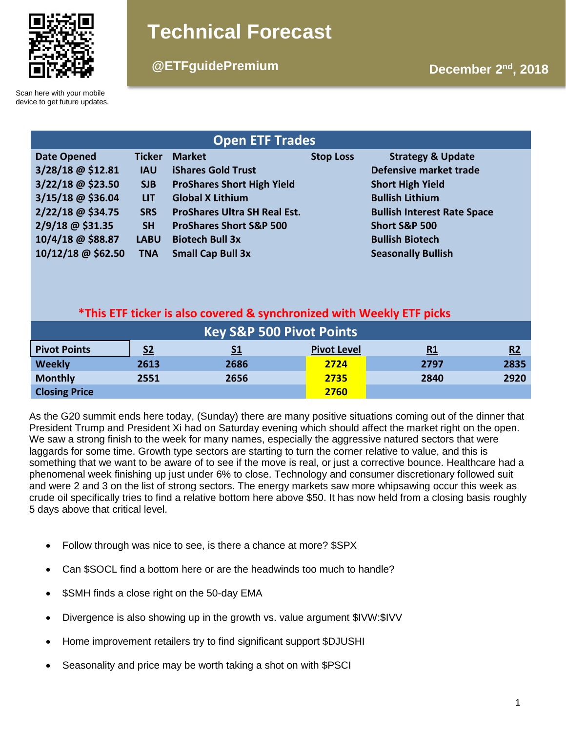Scan here with your mobile device to get future updates.

# Technical Forecast

**@ETFguidePremium**

**December 2nd, 2018**

## Open ETF Trades

| Date Opened | Ticker | Market | Stop Loss | Strategy & Update |
|---|---|---|---|---|
| 3/28/18 @ $12.81 | IAU | iShares Gold Trust | | Defensive market trade |
| 3/22/18 @ $23.50 | SJB | ProShares Short High Yield | | Short High Yield |
| 3/15/18 @ $36.04 | LIT | Global X Lithium | | Bullish Lithium |
| 2/22/18 @ $34.75 | SRS | ProShares Ultra SH Real Est. | | Bullish Interest Rate Space |
| 2/9/18 @ $31.35 | SH | ProShares Short S&P 500 | | Short S&P 500 |
| 10/4/18 @ $88.87 | LABU | Biotech Bull 3x | | Bullish Biotech |
| 10/12/18 @ $62.50 | TNA | Small Cap Bull 3x | | Seasonally Bullish |

*This ETF ticker is also covered & synchronized with Weekly ETF picks

## Key S&P 500 Pivot Points

| Pivot Points | S2 | S1 | Pivot Level | R1 | R2 |
|---|---|---|---|---|---|
| Weekly | 2613 | 2686 | 2724 | 2797 | 2835 |
| Monthly | 2551 | 2656 | 2735 | 2840 | 2920 |
| Closing Price | | | 2760 | | |

As the G20 summit ends here today, (Sunday) there are many positive situations coming out of the dinner that President Trump and President Xi had on Saturday evening which should affect the market right on the open. We saw a strong finish to the week for many names, especially the aggressive natured sectors that were laggards for some time. Growth type sectors are starting to turn the corner relative to value, and this is something that we want to be aware of to see if the move is real, or just a corrective bounce. Healthcare had a phenomenal week finishing up just under 6% to close. Technology and consumer discretionary followed suit and were 2 and 3 on the list of strong sectors. The energy markets saw more whipsawing occur this week as crude oil specifically tries to find a relative bottom here above $50. It has now held from a closing basis roughly 5 days above that critical level.

- Follow through was nice to see, is there a chance at more? $SPX
- Can $SOCL find a bottom here or are the headwinds too much to handle?
- $SMH finds a close right on the 50-day EMA
- Divergence is also showing up in the growth vs. value argument $IVW:$IVV
- Home improvement retailers try to find significant support $DJUSHI
- Seasonality and price may be worth taking a shot on with $PSCI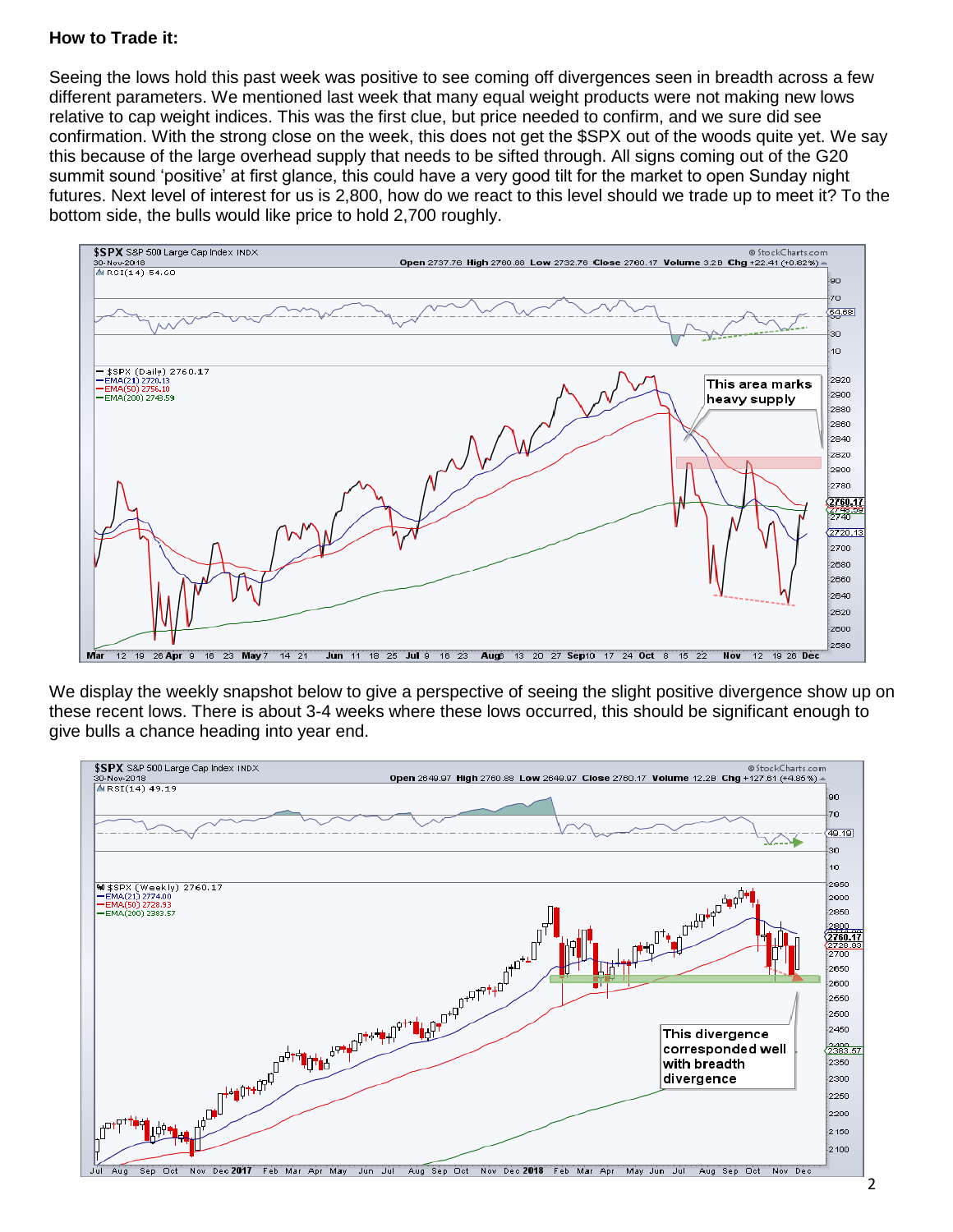**How to Trade it:**

Seeing the lows hold this past week was positive to see coming off divergences seen in breadth across a few different parameters. We mentioned last week that many equal weight products were not making new lows relative to cap weight indices. This was the first clue, but price needed to confirm, and we sure did see confirmation. With the strong close on the week, this does not get the $SPX out of the woods quite yet. We say this because of the large overhead supply that needs to be sifted through. All signs coming out of the G20 summit sound 'positive' at first glance, this could have a very good tilt for the market to open Sunday night futures. Next level of interest for us is 2,800, how do we react to this level should we trade up to meet it? To the bottom side, the bulls would like price to hold 2,700 roughly.

We display the weekly snapshot below to give a perspective of seeing the slight positive divergence show up on these recent lows. There is about 3-4 weeks where these lows occurred, this should be significant enough to give bulls a chance heading into year end.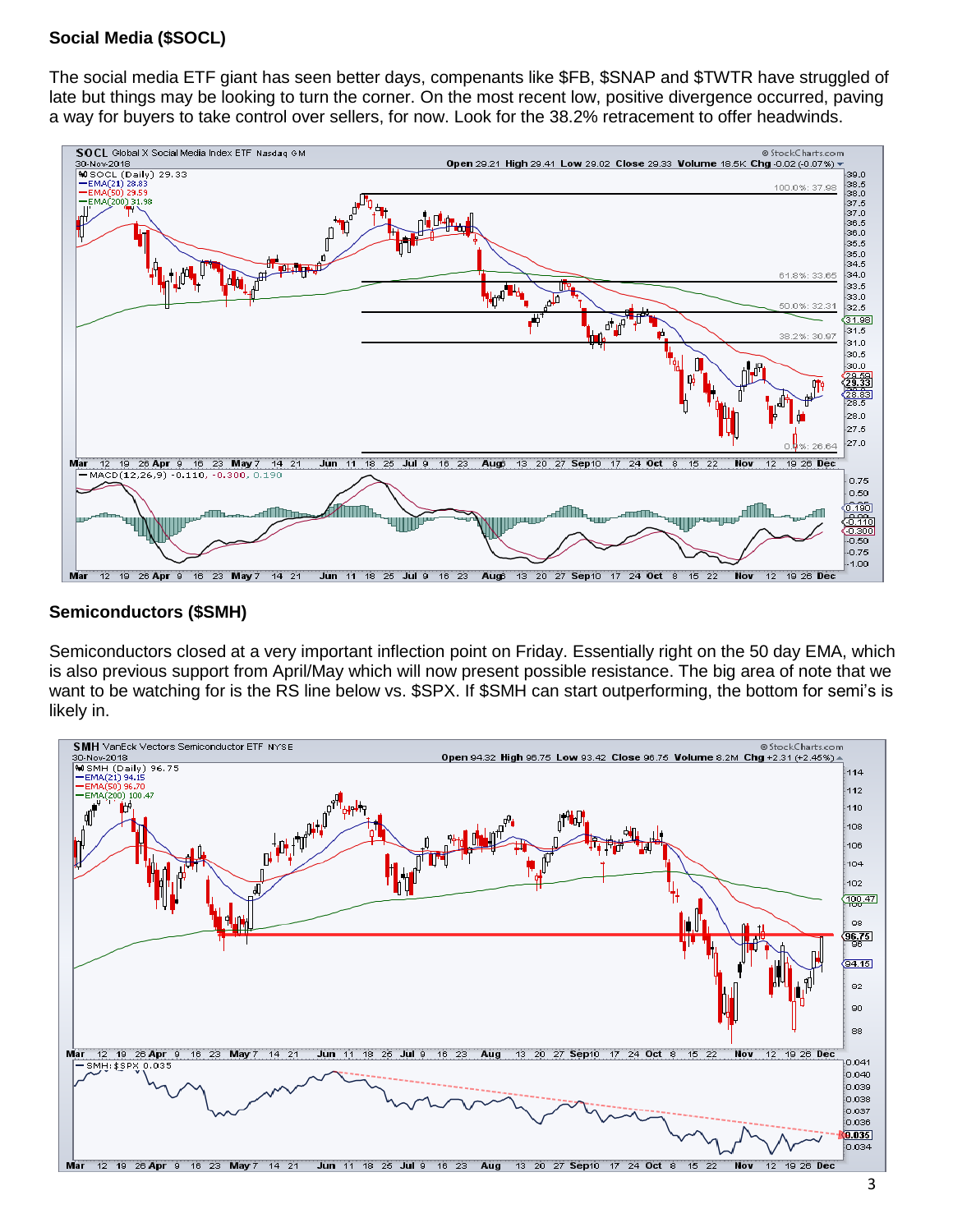### Social Media ($SOCL)

The social media ETF giant has seen better days, compenants like $FB, $SNAP and $TWTR have struggled of late but things may be looking to turn the corner. On the most recent low, positive divergence occurred, paving a way for buyers to take control over sellers, for now. Look for the 38.2% retracement to offer headwinds.

### Semiconductors ($SMH)

Semiconductors closed at a very important inflection point on Friday. Essentially right on the 50 day EMA, which is also previous support from April/May which will now present possible resistance. The big area of note that we want to be watching for is the RS line below vs. $SPX. If $SMH can start outperforming, the bottom for semi's is likely in.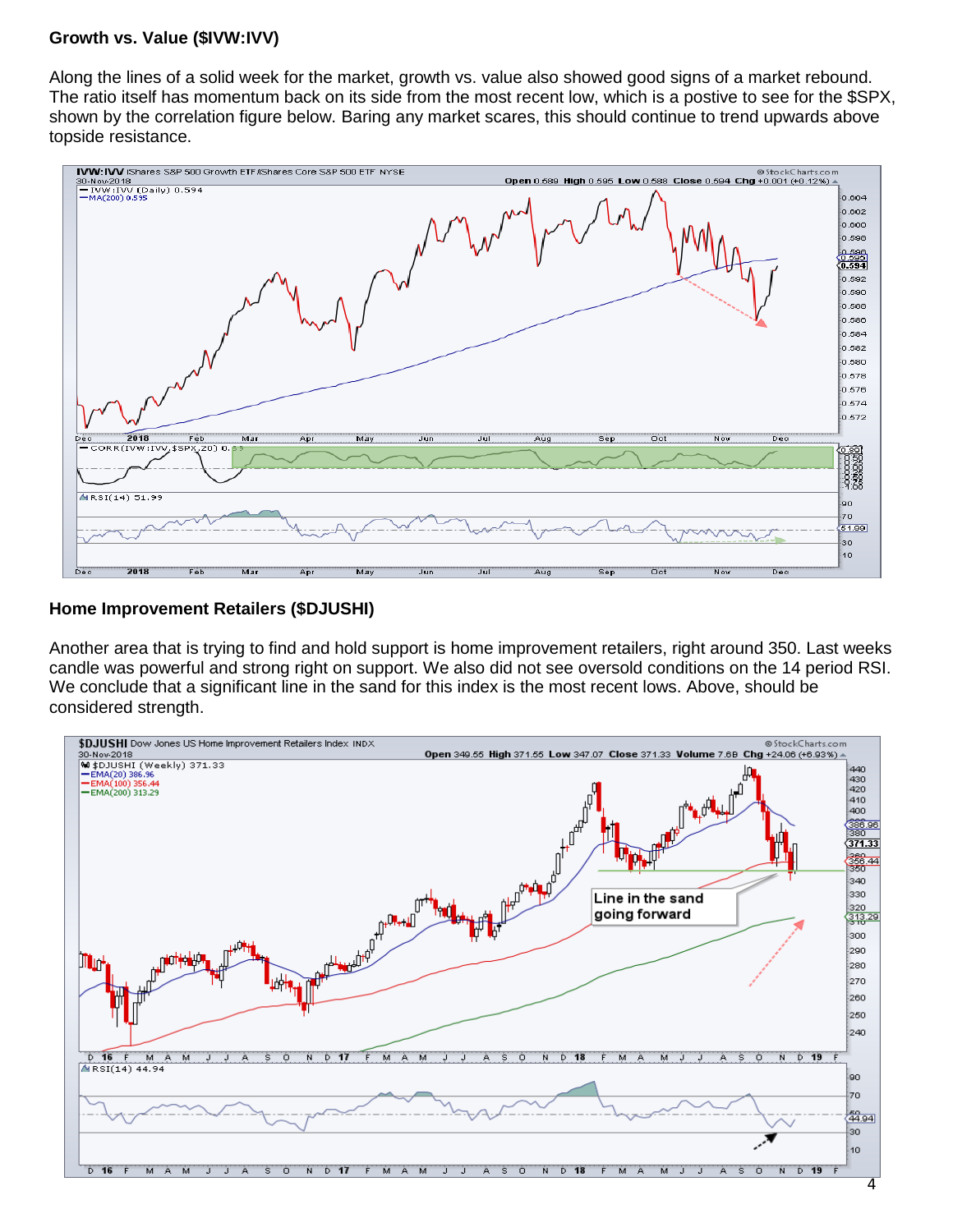### Growth vs. Value ($IVW:IVV)

Along the lines of a solid week for the market, growth vs. value also showed good signs of a market rebound. The ratio itself has momentum back on its side from the most recent low, which is a postive to see for the $SPX, shown by the correlation figure below. Baring any market scares, this should continue to trend upwards above topside resistance.

### Home Improvement Retailers ($DJUSHI)

Another area that is trying to find and hold support is home improvement retailers, right around 350. Last weeks candle was powerful and strong right on support. We also did not see oversold conditions on the 14 period RSI. We conclude that a significant line in the sand for this index is the most recent lows. Above, should be considered strength.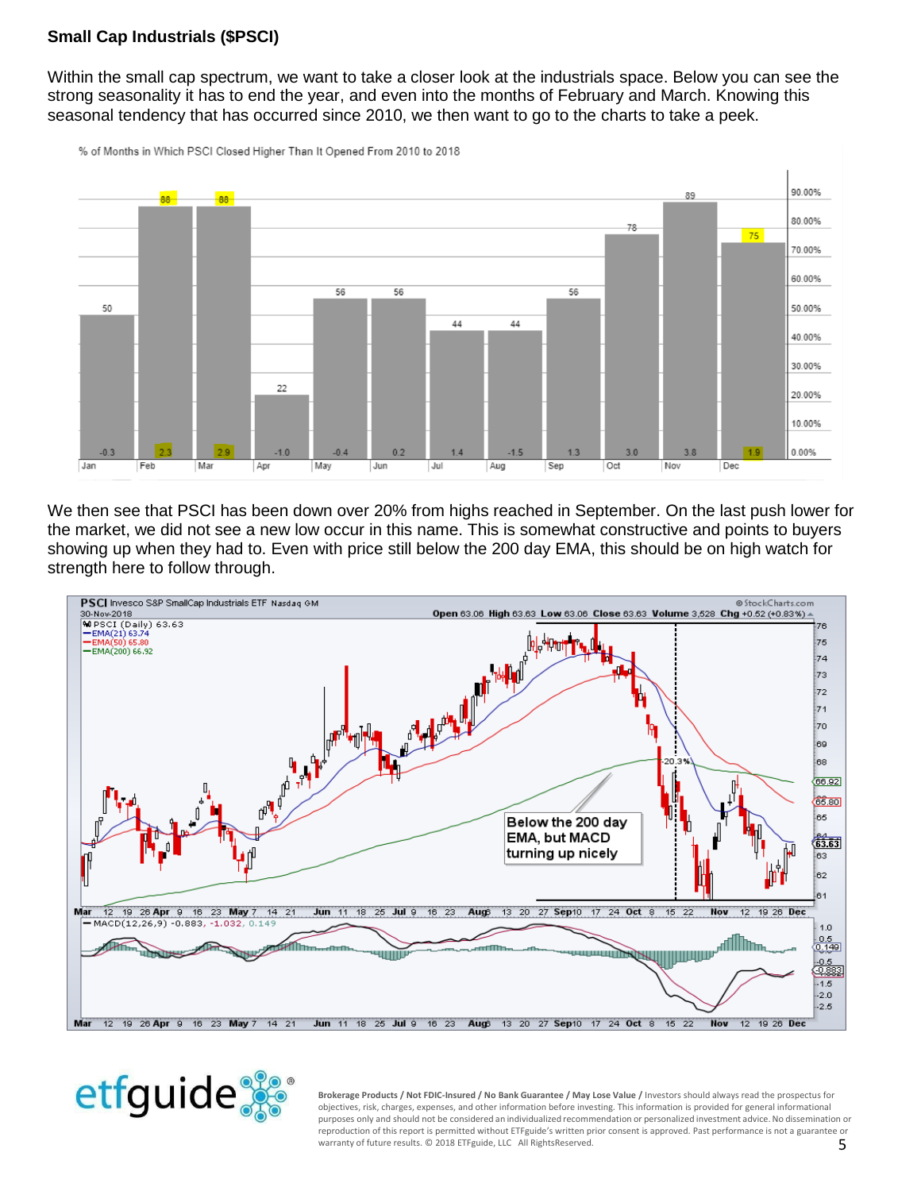**Small Cap Industrials ($PSCI)**

Within the small cap spectrum, we want to take a closer look at the industrials space. Below you can see the strong seasonality it has to end the year, and even into the months of February and March. Knowing this seasonal tendency that has occurred since 2010, we then want to go to the charts to take a peek.

% of Months in Which PSCI Closed Higher Than It Opened From 2010 to 2018

50 88 88 22 56 56 44 44 56 78 89 75

-0.3 2.3 2.9 -1.0 -0.4 0.2 1.4 -1.5 1.3 3.0 3.8 1.9

Jan Feb Mar Apr May Jun Jul Aug Sep Oct Nov Dec

90.00% 80.00% 70.00% 60.00% 50.00% 40.00% 30.00% 20.00% 10.00% 0.00%

We then see that PSCI has been down over 20% from highs reached in September. On the last push lower for the market, we did not see a new low occur in this name. This is somewhat constructive and points to buyers showing up when they had to. Even with price still below the 200 day EMA, this should be on high watch for strength here to follow through.

PSCI Invesco S&P SmallCap Industrials ETF Nasdaq GM

30-Nov-2018

Open 63.06 High 63.63 Low 63.06 Close 63.63 Volume 3,528 Chg +0.52 (+0.83%)

PSCI (Daily) 63.63

EMA(21) 63.74

EMA(50) 65.80

EMA(200) 66.92

-20.3%

Below the 200 day EMA, but MACD turning up nicely

MACD(12,26,9) -0.883, -1.032, 0.149

**Brokerage Products / Not FDIC-Insured / No Bank Guarantee / May Lose Value /** Investors should always read the prospectus for objectives, risk, charges, expenses, and other information before investing. This information is provided for general informational purposes only and should not be considered an individualized recommendation or personalized investment advice. No dissemination or reproduction of this report is permitted without ETFguide's written prior consent is approved. Past performance is not a guarantee or warranty of future results. © 2018 ETFguide, LLC All RightsReserved.